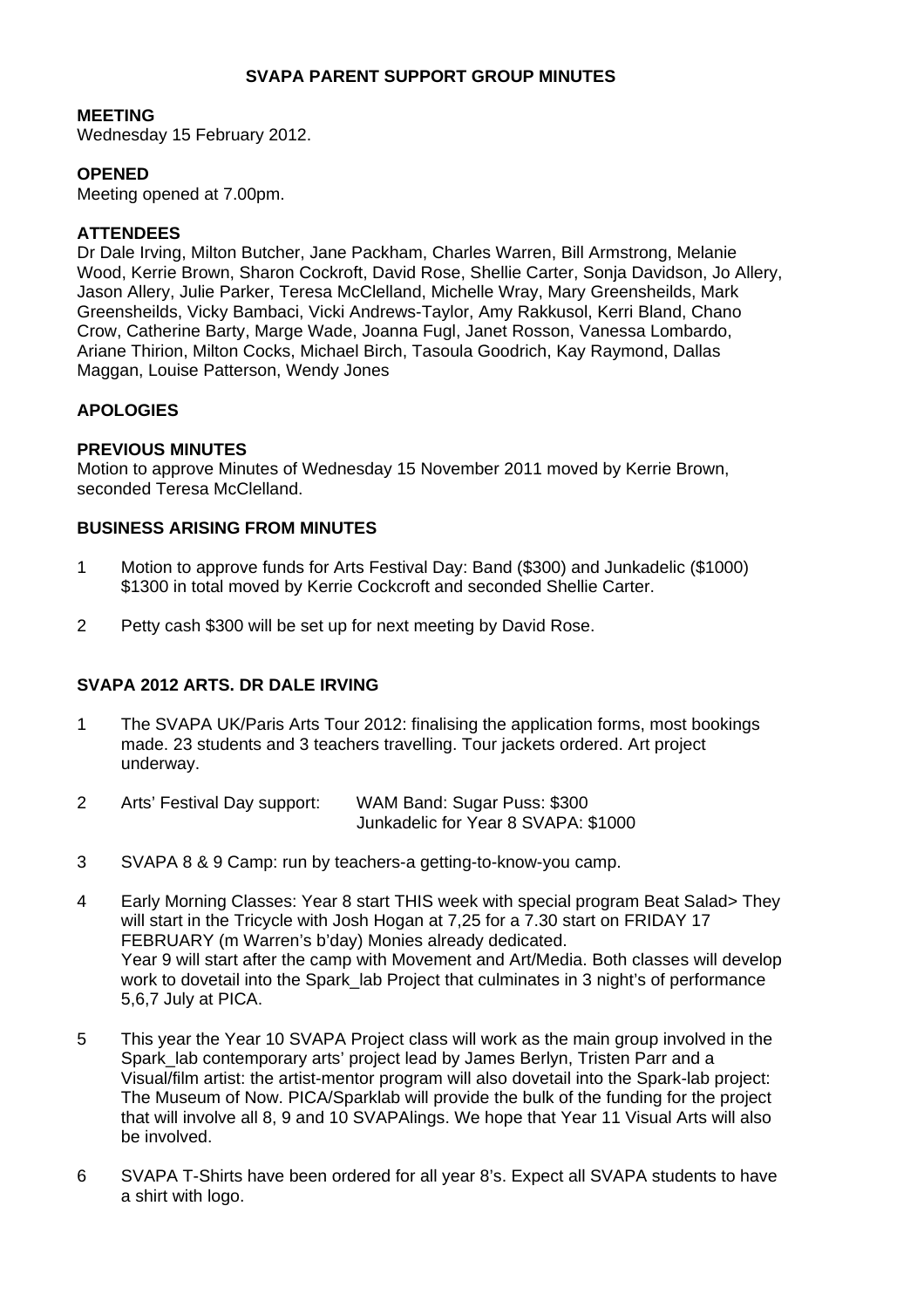# SVAPA PARENT SUPPORT GROUP MINUTES

**MEETING**
Wednesday 15 February 2012.

**OPENED**
Meeting opened at 7.00pm.

**ATTENDEES**
Dr Dale Irving, Milton Butcher, Jane Packham, Charles Warren, Bill Armstrong, Melanie Wood, Kerrie Brown, Sharon Cockroft, David Rose, Shellie Carter, Sonja Davidson, Jo Allery, Jason Allery, Julie Parker, Teresa McClelland, Michelle Wray, Mary Greensheilds, Mark Greensheilds, Vicky Bambaci, Vicki Andrews-Taylor, Amy Rakkusol, Kerri Bland, Chano Crow, Catherine Barty, Marge Wade, Joanna Fugl, Janet Rosson, Vanessa Lombardo, Ariane Thirion, Milton Cocks, Michael Birch, Tasoula Goodrich, Kay Raymond, Dallas Maggan, Louise Patterson, Wendy Jones

**APOLOGIES**

**PREVIOUS MINUTES**
Motion to approve Minutes of Wednesday 15 November 2011 moved by Kerrie Brown, seconded Teresa McClelland.

**BUSINESS ARISING FROM MINUTES**

1. Motion to approve funds for Arts Festival Day: Band ($300) and Junkadelic ($1000) $1300 in total moved by Kerrie Cockcroft and seconded Shellie Carter.

2. Petty cash $300 will be set up for next meeting by David Rose.

**SVAPA 2012 ARTS. DR DALE IRVING**

1. The SVAPA UK/Paris Arts Tour 2012: finalising the application forms, most bookings made. 23 students and 3 teachers travelling. Tour jackets ordered. Art project underway.

2. Arts' Festival Day support: WAM Band: Sugar Puss: $300
   Junkadelic for Year 8 SVAPA: $1000

3. SVAPA 8 & 9 Camp: run by teachers-a getting-to-know-you camp.

4. Early Morning Classes: Year 8 start THIS week with special program Beat Salad> They will start in the Tricycle with Josh Hogan at 7,25 for a 7.30 start on FRIDAY 17 FEBRUARY (m Warren's b'day) Monies already dedicated.
   Year 9 will start after the camp with Movement and Art/Media. Both classes will develop work to dovetail into the Spark_lab Project that culminates in 3 night's of performance 5,6,7 July at PICA.

5. This year the Year 10 SVAPA Project class will work as the main group involved in the Spark_lab contemporary arts' project lead by James Berlyn, Tristen Parr and a Visual/film artist: the artist-mentor program will also dovetail into the Spark-lab project: The Museum of Now. PICA/Sparklab will provide the bulk of the funding for the project that will involve all 8, 9 and 10 SVAPAlings. We hope that Year 11 Visual Arts will also be involved.

6. SVAPA T-Shirts have been ordered for all year 8's. Expect all SVAPA students to have a shirt with logo.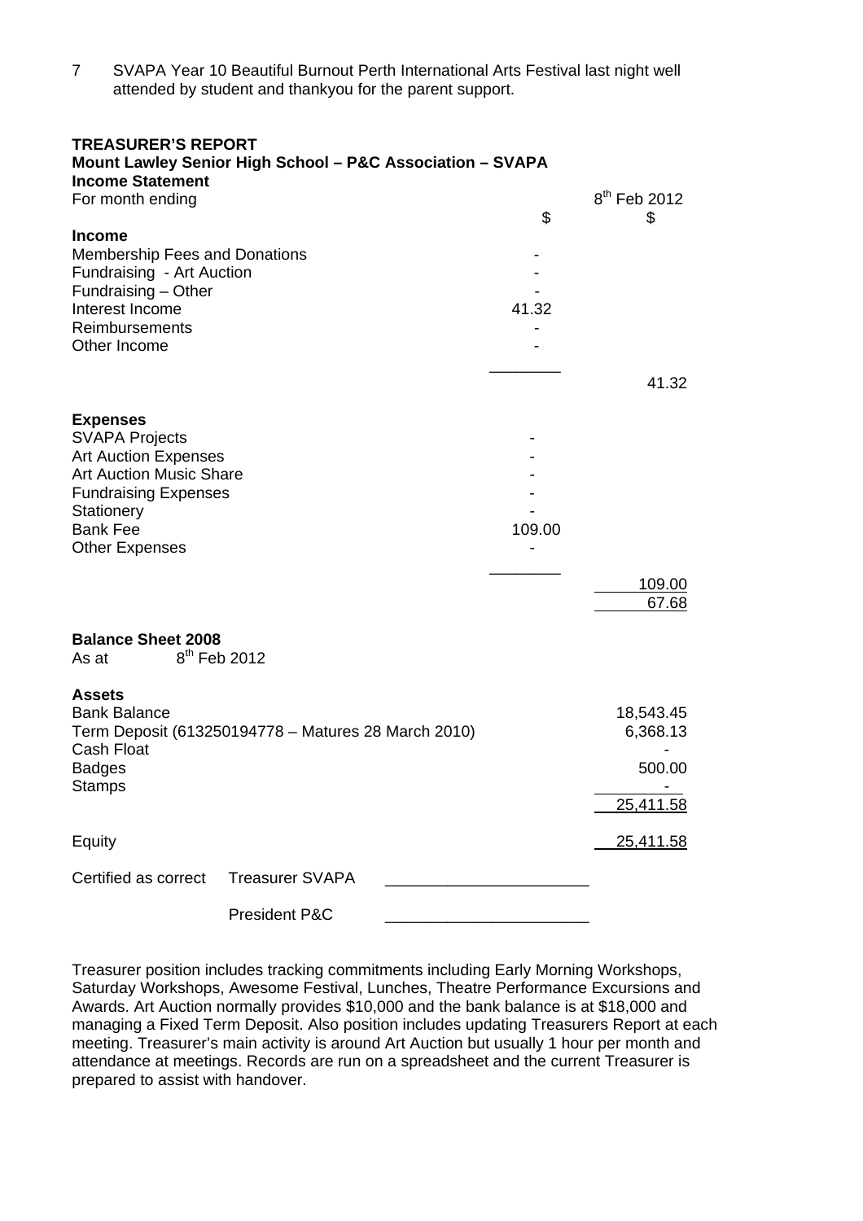7 SVAPA Year 10 Beautiful Burnout Perth International Arts Festival last night well attended by student and thankyou for the parent support.

**TREASURER'S REPORT**
**Mount Lawley Senior High School – P&C Association – SVAPA**
**Income Statement**

| For month ending | | 8th Feb 2012 |
|---|---|---|
| | $ | $ |
| **Income** | | |
| Membership Fees and Donations | - | |
| Fundraising - Art Auction | - | |
| Fundraising – Other | - | |
| Interest Income | 41.32 | |
| Reimbursements | - | |
| Other Income | - | |
| | | 41.32 |
| **Expenses** | | |
| SVAPA Projects | - | |
| Art Auction Expenses | - | |
| Art Auction Music Share | - | |
| Fundraising Expenses | - | |
| Stationery | - | |
| Bank Fee | 109.00 | |
| Other Expenses | - | |
| | | 109.00 |
| | | 67.68 |

**Balance Sheet 2008**
As at 8th Feb 2012

| **Assets** | |
|---|---|
| Bank Balance | 18,543.45 |
| Term Deposit (613250194778 – Matures 28 March 2010) | 6,368.13 |
| Cash Float | - |
| Badges | 500.00 |
| Stamps | - |
| | 25,411.58 |
| Equity | 25,411.58 |

Certified as correct Treasurer SVAPA ______________________

President P&C ______________________

Treasurer position includes tracking commitments including Early Morning Workshops, Saturday Workshops, Awesome Festival, Lunches, Theatre Performance Excursions and Awards. Art Auction normally provides $10,000 and the bank balance is at $18,000 and managing a Fixed Term Deposit. Also position includes updating Treasurers Report at each meeting. Treasurer's main activity is around Art Auction but usually 1 hour per month and attendance at meetings. Records are run on a spreadsheet and the current Treasurer is prepared to assist with handover.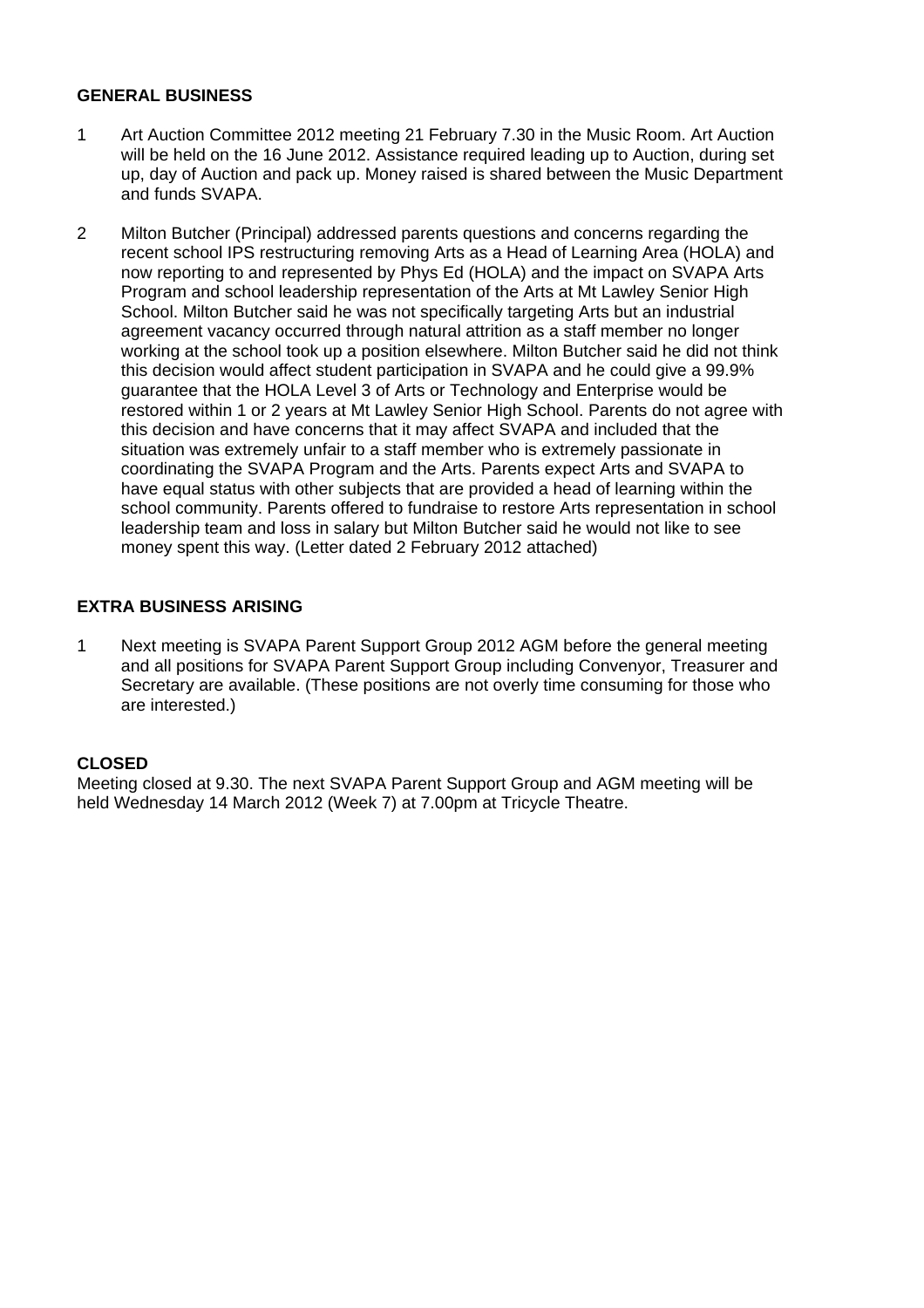**GENERAL BUSINESS**

1. Art Auction Committee 2012 meeting 21 February 7.30 in the Music Room. Art Auction will be held on the 16 June 2012. Assistance required leading up to Auction, during set up, day of Auction and pack up. Money raised is shared between the Music Department and funds SVAPA.

2. Milton Butcher (Principal) addressed parents questions and concerns regarding the recent school IPS restructuring removing Arts as a Head of Learning Area (HOLA) and now reporting to and represented by Phys Ed (HOLA) and the impact on SVAPA Arts Program and school leadership representation of the Arts at Mt Lawley Senior High School. Milton Butcher said he was not specifically targeting Arts but an industrial agreement vacancy occurred through natural attrition as a staff member no longer working at the school took up a position elsewhere. Milton Butcher said he did not think this decision would affect student participation in SVAPA and he could give a 99.9% guarantee that the HOLA Level 3 of Arts or Technology and Enterprise would be restored within 1 or 2 years at Mt Lawley Senior High School. Parents do not agree with this decision and have concerns that it may affect SVAPA and included that the situation was extremely unfair to a staff member who is extremely passionate in coordinating the SVAPA Program and the Arts. Parents expect Arts and SVAPA to have equal status with other subjects that are provided a head of learning within the school community. Parents offered to fundraise to restore Arts representation in school leadership team and loss in salary but Milton Butcher said he would not like to see money spent this way. (Letter dated 2 February 2012 attached)

**EXTRA BUSINESS ARISING**

1. Next meeting is SVAPA Parent Support Group 2012 AGM before the general meeting and all positions for SVAPA Parent Support Group including Convenyor, Treasurer and Secretary are available. (These positions are not overly time consuming for those who are interested.)

**CLOSED**

Meeting closed at 9.30. The next SVAPA Parent Support Group and AGM meeting will be held Wednesday 14 March 2012 (Week 7) at 7.00pm at Tricycle Theatre.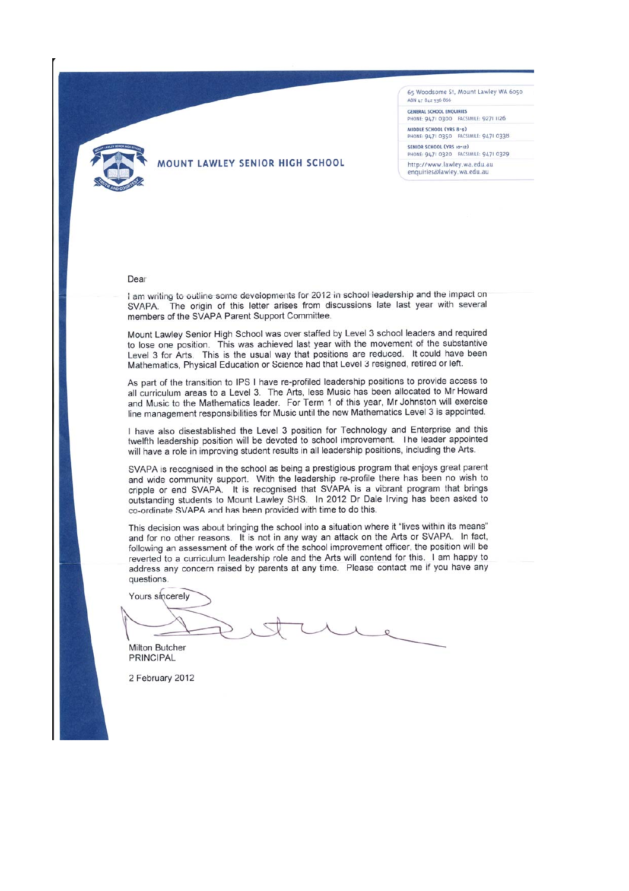MOUNT LAWLEY SENIOR HIGH SCHOOL

65 Woodsome St, Mount Lawley WA 6050
ABN 47 842 936 866

GENERAL SCHOOL ENQUIRIES
PHONE: 9471 0300 FACSIMILE: 9271 1126

MIDDLE SCHOOL (YRS 8-9)
PHONE: 9471 0350 FACSIMILE: 9471 0338

SENIOR SCHOOL (YRS 10-12)
PHONE: 9471 0320 FACSIMILE: 9471 0329

http://www.lawley.wa.edu.au
enquiries@lawley.wa.edu.au

Dear

I am writing to outline some developments for 2012 in school leadership and the impact on SVAPA. The origin of this letter arises from discussions late last year with several members of the SVAPA Parent Support Committee.

Mount Lawley Senior High School was over staffed by Level 3 school leaders and required to lose one position. This was achieved last year with the movement of the substantive Level 3 for Arts. This is the usual way that positions are reduced. It could have been Mathematics, Physical Education or Science had that Level 3 resigned, retired or left.

As part of the transition to IPS I have re-profiled leadership positions to provide access to all curriculum areas to a Level 3. The Arts, less Music has been allocated to Mr Howard and Music to the Mathematics leader. For Term 1 of this year, Mr Johnston will exercise line management responsibilities for Music until the new Mathematics Level 3 is appointed.

I have also disestablished the Level 3 position for Technology and Enterprise and this twelfth leadership position will be devoted to school improvement. The leader appointed will have a role in improving student results in all leadership positions, including the Arts.

SVAPA is recognised in the school as being a prestigious program that enjoys great parent and wide community support. With the leadership re-profile there has been no wish to cripple or end SVAPA. It is recognised that SVAPA is a vibrant program that brings outstanding students to Mount Lawley SHS. In 2012 Dr Dale Irving has been asked to co-ordinate SVAPA and has been provided with time to do this.

This decision was about bringing the school into a situation where it "lives within its means" and for no other reasons. It is not in any way an attack on the Arts or SVAPA. In fact, following an assessment of the work of the school improvement officer, the position will be reverted to a curriculum leadership role and the Arts will contend for this. I am happy to address any concern raised by parents at any time. Please contact me if you have any questions.

Yours sincerely

Milton Butcher
PRINCIPAL

2 February 2012